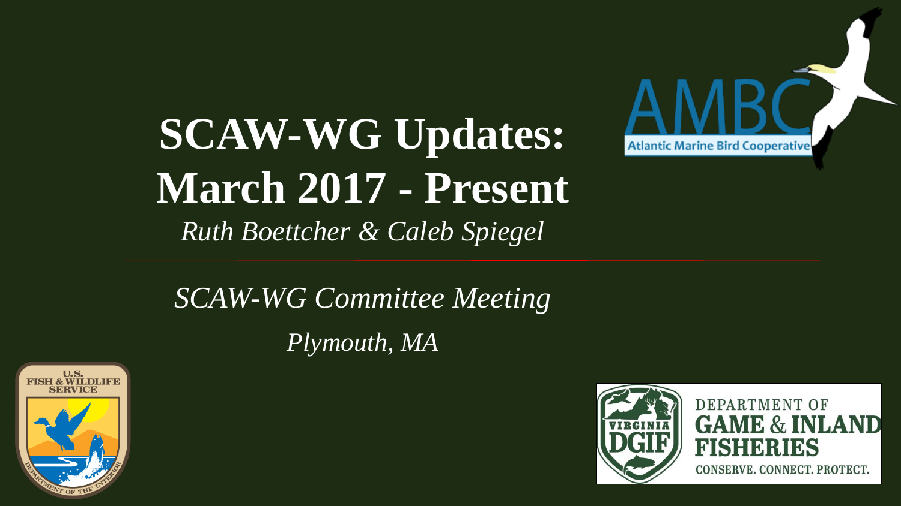# SCAW-WG Updates: March 2017 - Present

*Ruth Boettcher & Caleb Spiegel*

*SCAW-WG Committee Meeting*

*Plymouth, MA*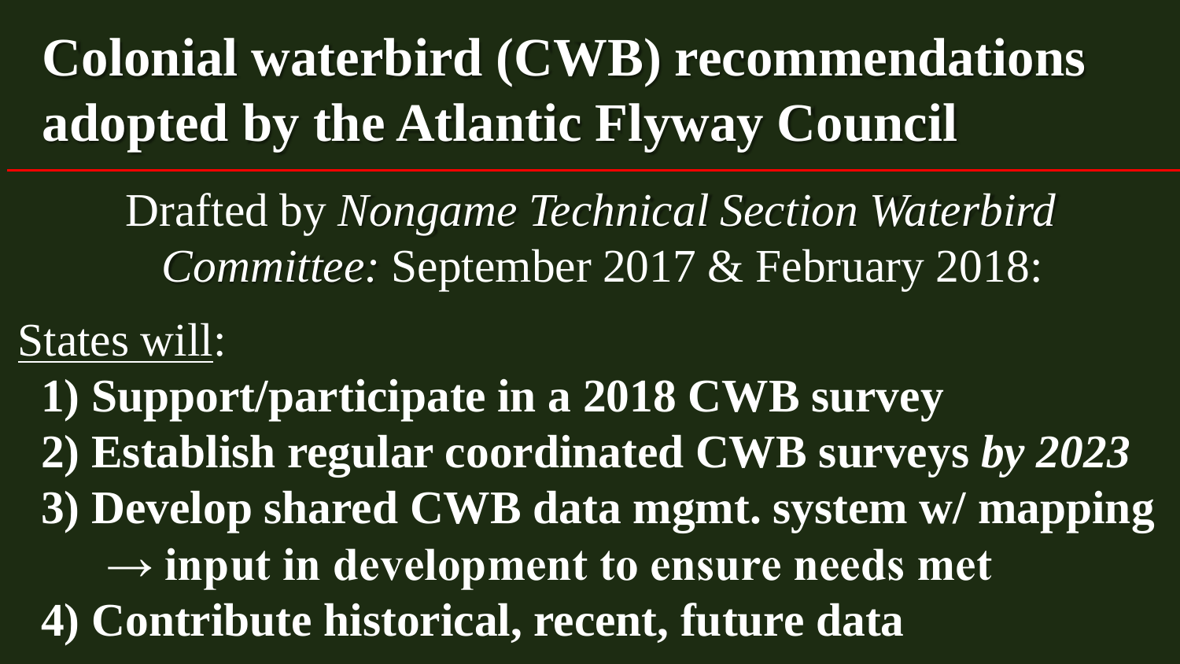# Colonial waterbird (CWB) recommendations adopted by the Atlantic Flyway Council

Drafted by *Nongame Technical Section Waterbird Committee:* September 2017 & February 2018:

States will:

**1) Support/participate in a 2018 CWB survey**

**2) Establish regular coordinated CWB surveys *by 2023***

**3) Develop shared CWB data mgmt. system w/ mapping**

**→ input in development to ensure needs met**

**4) Contribute historical, recent, future data**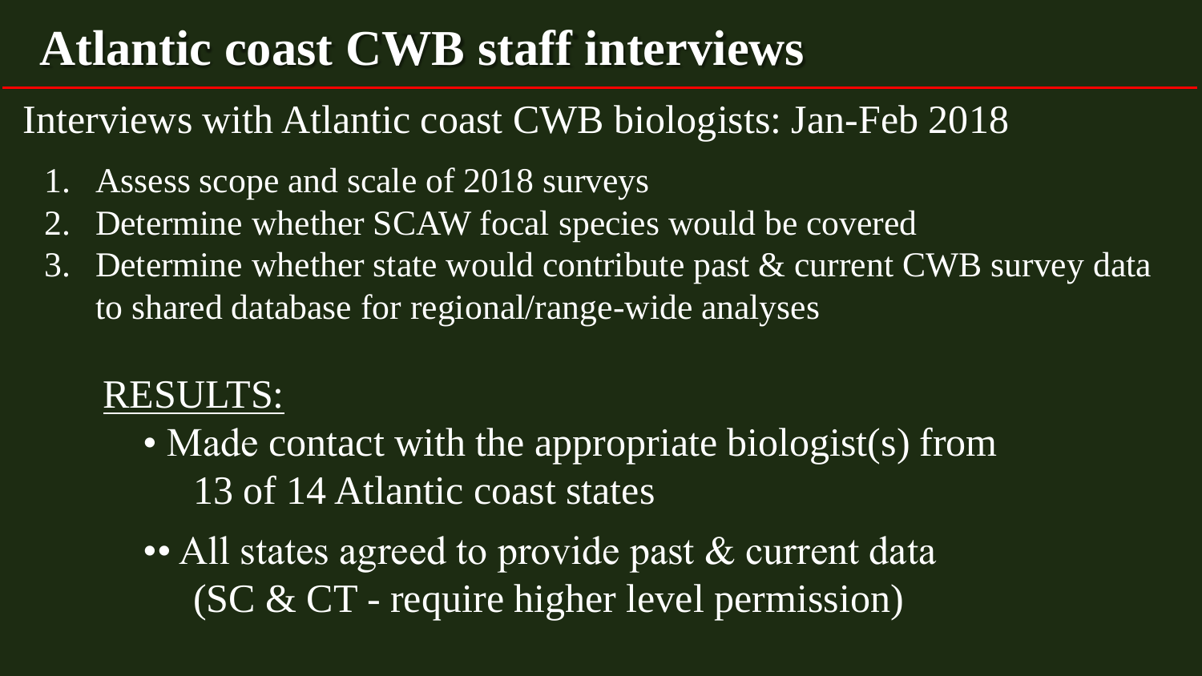# Atlantic coast CWB staff interviews

Interviews with Atlantic coast CWB biologists: Jan-Feb 2018

1. Assess scope and scale of 2018 surveys
2. Determine whether SCAW focal species would be covered
3. Determine whether state would contribute past & current CWB survey data to shared database for regional/range-wide analyses

RESULTS:

- Made contact with the appropriate biologist(s) from 13 of 14 Atlantic coast states
- All states agreed to provide past & current data (SC & CT - require higher level permission)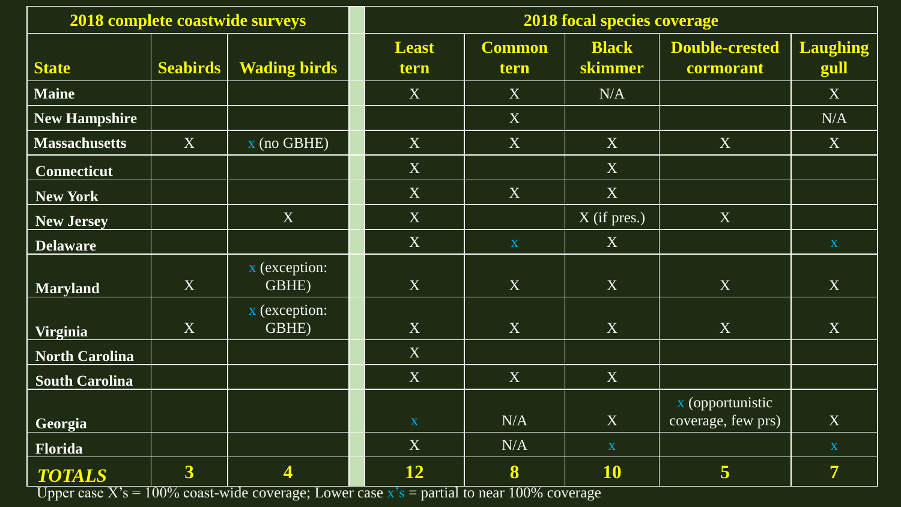| State | 2018 complete coastwide surveys | | | 2018 focal species coverage | | | | |
|---|---|---|---|---|---|---|---|---|
| | Seabirds | Wading birds | | Least tern | Common tern | Black skimmer | Double-crested cormorant | Laughing gull |
| Maine | | | | X | X | N/A | | X |
| New Hampshire | | | | | X | | | N/A |
| Massachusetts | X | x (no GBHE) | | X | X | X | X | X |
| Connecticut | | | | X | | X | | |
| New York | | | | X | X | X | | |
| New Jersey | | X | | X | | X (if pres.) | X | |
| Delaware | | | | X | x | X | | x |
| Maryland | X | x (exception: GBHE) | | X | X | X | X | X |
| Virginia | X | x (exception: GBHE) | | X | X | X | X | X |
| North Carolina | | | | X | | | | |
| South Carolina | | | | X | X | X | | |
| Georgia | | | | x | N/A | X | x (opportunistic coverage, few prs) | X |
| Florida | | | | X | N/A | x | | x |
| ***TOTALS*** | **3** | **4** | | **12** | **8** | **10** | **5** | **7** |

Upper case X's = 100% coast-wide coverage; Lower case x's = partial to near 100% coverage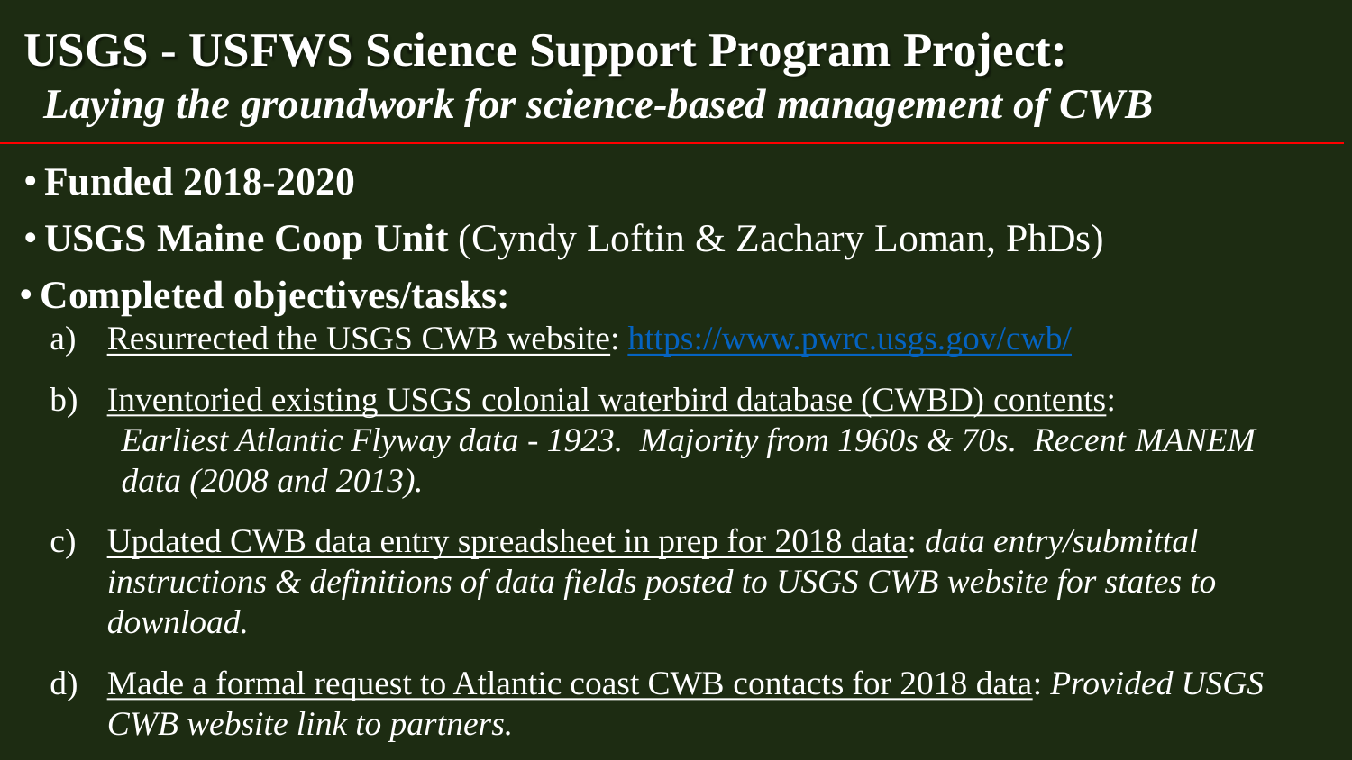# USGS - USFWS Science Support Program Project:
## *Laying the groundwork for science-based management of CWB*

- **Funded 2018-2020**
- **USGS Maine Coop Unit** (Cyndy Loftin & Zachary Loman, PhDs)
- **Completed objectives/tasks:**
  a) Resurrected the USGS CWB website: https://www.pwrc.usgs.gov/cwb/

  b) Inventoried existing USGS colonial waterbird database (CWBD) contents: *Earliest Atlantic Flyway data - 1923. Majority from 1960s & 70s. Recent MANEM data (2008 and 2013).*

  c) Updated CWB data entry spreadsheet in prep for 2018 data: *data entry/submittal instructions & definitions of data fields posted to USGS CWB website for states to download.*

  d) Made a formal request to Atlantic coast CWB contacts for 2018 data: *Provided USGS CWB website link to partners.*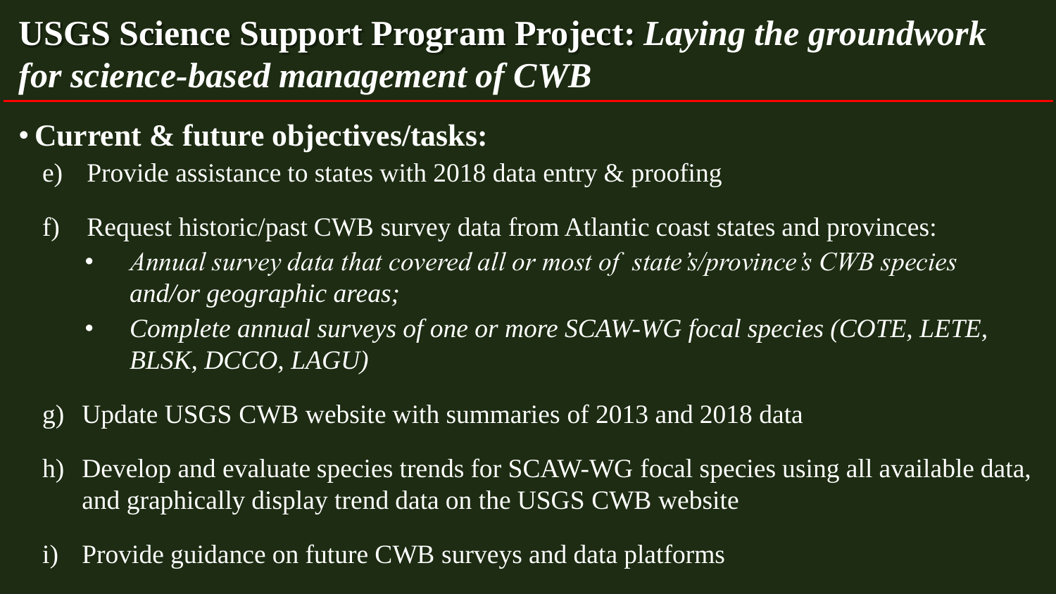# USGS Science Support Program Project: *Laying the groundwork for science-based management of CWB*

- **Current & future objectives/tasks:**
  - e) Provide assistance to states with 2018 data entry & proofing
  - f) Request historic/past CWB survey data from Atlantic coast states and provinces:
    - *Annual survey data that covered all or most of state's/province's CWB species and/or geographic areas;*
    - *Complete annual surveys of one or more SCAW-WG focal species (COTE, LETE, BLSK, DCCO, LAGU)*
  - g) Update USGS CWB website with summaries of 2013 and 2018 data
  - h) Develop and evaluate species trends for SCAW-WG focal species using all available data, and graphically display trend data on the USGS CWB website
  - i) Provide guidance on future CWB surveys and data platforms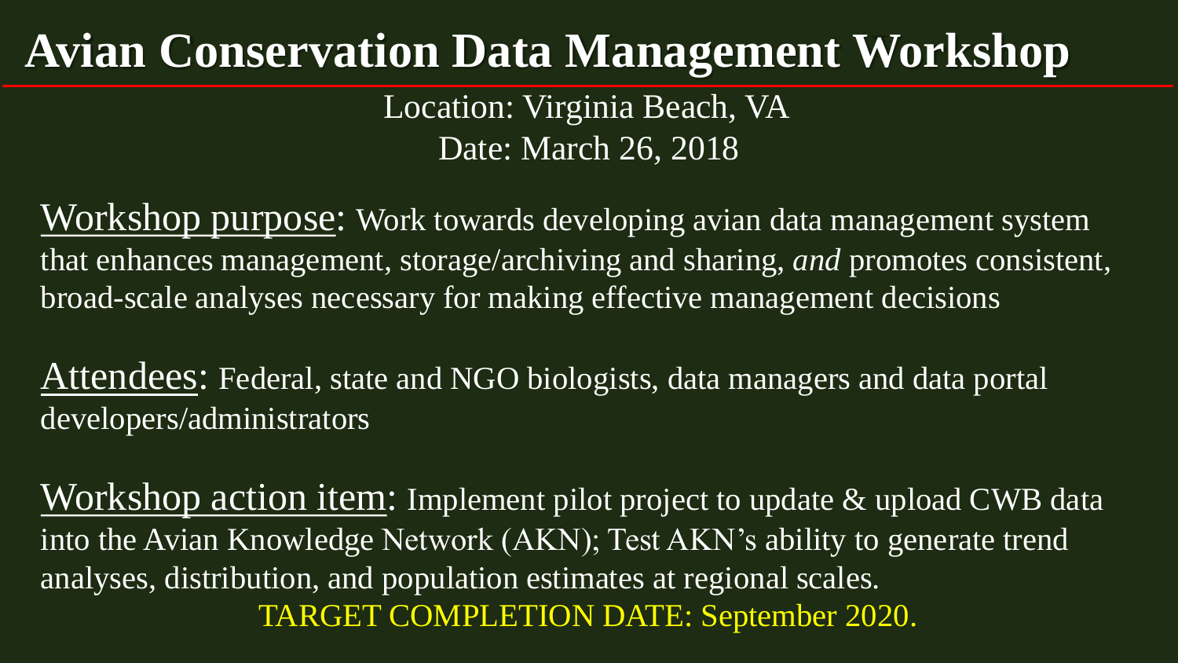# Avian Conservation Data Management Workshop

Location: Virginia Beach, VA

Date: March 26, 2018

Workshop purpose: Work towards developing avian data management system that enhances management, storage/archiving and sharing, *and* promotes consistent, broad-scale analyses necessary for making effective management decisions

Attendees: Federal, state and NGO biologists, data managers and data portal developers/administrators

Workshop action item: Implement pilot project to update & upload CWB data into the Avian Knowledge Network (AKN); Test AKN's ability to generate trend analyses, distribution, and population estimates at regional scales.

TARGET COMPLETION DATE: September 2020.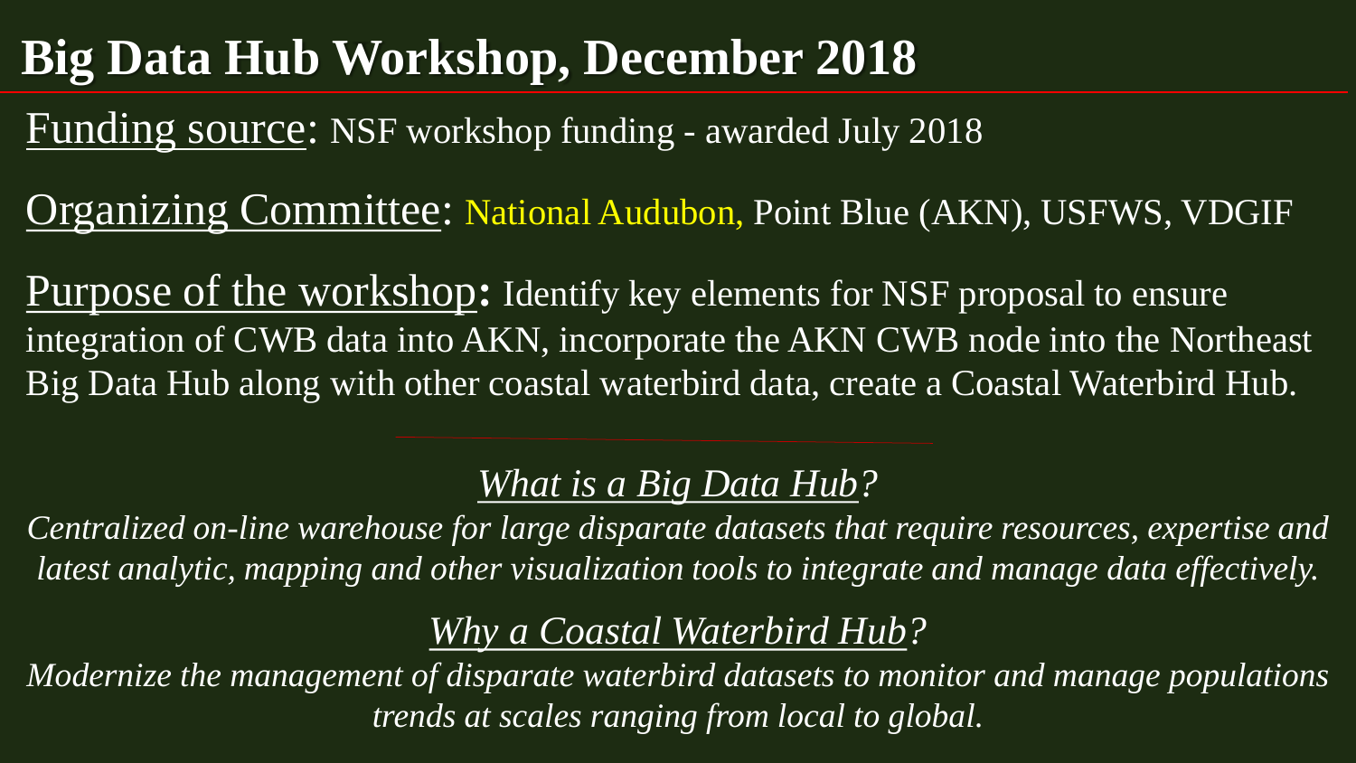# Big Data Hub Workshop, December 2018

Funding source: NSF workshop funding - awarded July 2018

Organizing Committee: National Audubon, Point Blue (AKN), USFWS, VDGIF

Purpose of the workshop: Identify key elements for NSF proposal to ensure integration of CWB data into AKN, incorporate the AKN CWB node into the Northeast Big Data Hub along with other coastal waterbird data, create a Coastal Waterbird Hub.

*What is a Big Data Hub?*

*Centralized on-line warehouse for large disparate datasets that require resources, expertise and latest analytic, mapping and other visualization tools to integrate and manage data effectively.*

*Why a Coastal Waterbird Hub?*

*Modernize the management of disparate waterbird datasets to monitor and manage populations trends at scales ranging from local to global.*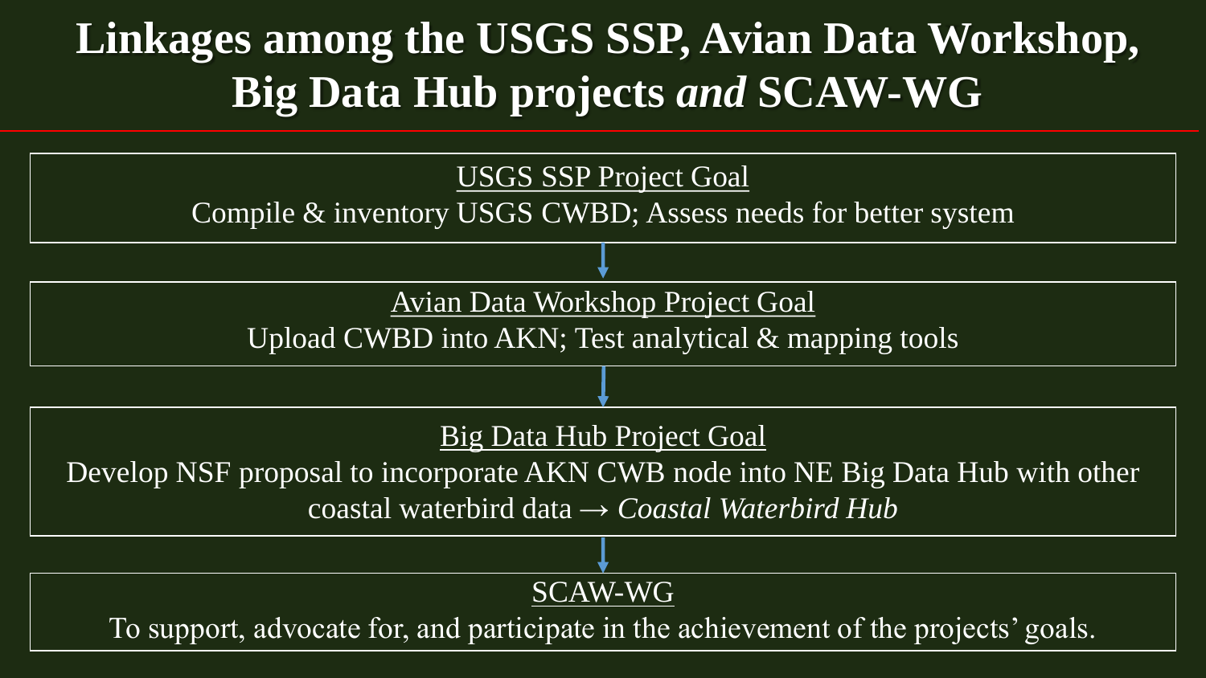# Linkages among the USGS SSP, Avian Data Workshop, Big Data Hub projects *and* SCAW-WG

USGS SSP Project Goal

Compile & inventory USGS CWBD; Assess needs for better system

↓

Avian Data Workshop Project Goal

Upload CWBD into AKN; Test analytical & mapping tools

↓

Big Data Hub Project Goal

Develop NSF proposal to incorporate AKN CWB node into NE Big Data Hub with other coastal waterbird data → *Coastal Waterbird Hub*

↓

SCAW-WG

To support, advocate for, and participate in the achievement of the projects' goals.